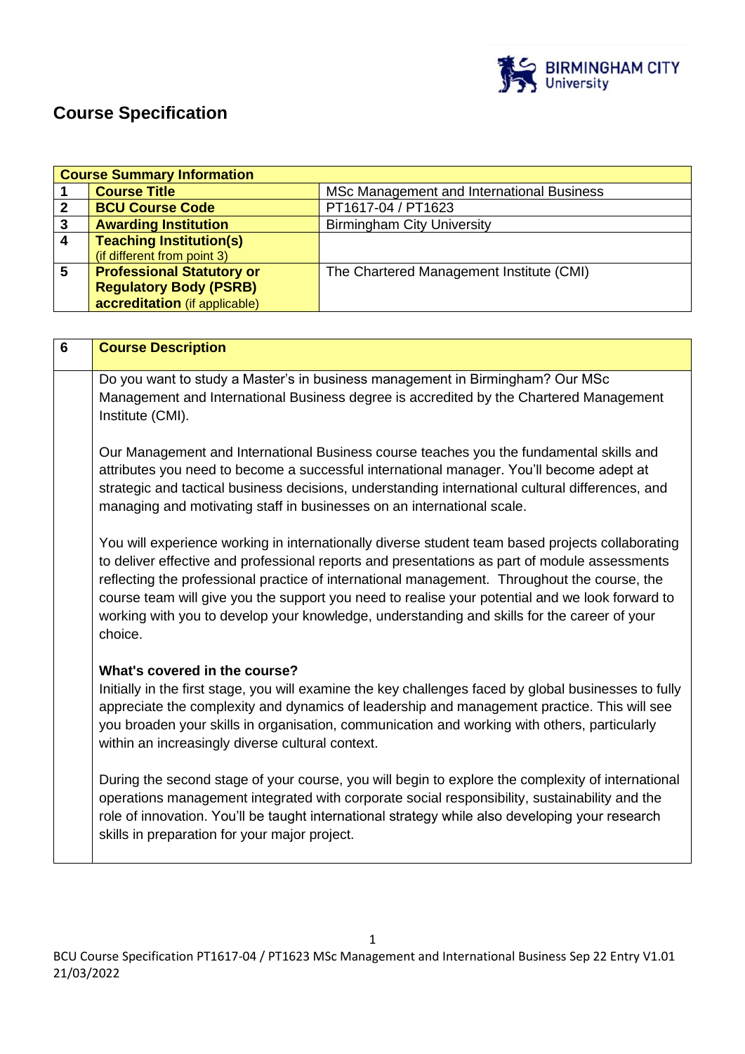# Course Specification

| Course Summary Information | | |
|---|---|---|
| 1 | **Course Title** | MSc Management and International Business |
| 2 | **BCU Course Code** | PT1617-04 / PT1623 |
| 3 | **Awarding Institution** | Birmingham City University |
| 4 | **Teaching Institution(s)** (if different from point 3) | |
| 5 | **Professional Statutory or Regulatory Body (PSRB) accreditation** (if applicable) | The Chartered Management Institute (CMI) |

| 6 | Course Description |
|---|---|
| | Do you want to study a Master's in business management in Birmingham? Our MSc Management and International Business degree is accredited by the Chartered Management Institute (CMI). |

Our Management and International Business course teaches you the fundamental skills and attributes you need to become a successful international manager. You'll become adept at strategic and tactical business decisions, understanding international cultural differences, and managing and motivating staff in businesses on an international scale.

You will experience working in internationally diverse student team based projects collaborating to deliver effective and professional reports and presentations as part of module assessments reflecting the professional practice of international management. Throughout the course, the course team will give you the support you need to realise your potential and we look forward to working with you to develop your knowledge, understanding and skills for the career of your choice.

**What's covered in the course?**

Initially in the first stage, you will examine the key challenges faced by global businesses to fully appreciate the complexity and dynamics of leadership and management practice. This will see you broaden your skills in organisation, communication and working with others, particularly within an increasingly diverse cultural context.

During the second stage of your course, you will begin to explore the complexity of international operations management integrated with corporate social responsibility, sustainability and the role of innovation. You'll be taught international strategy while also developing your research skills in preparation for your major project.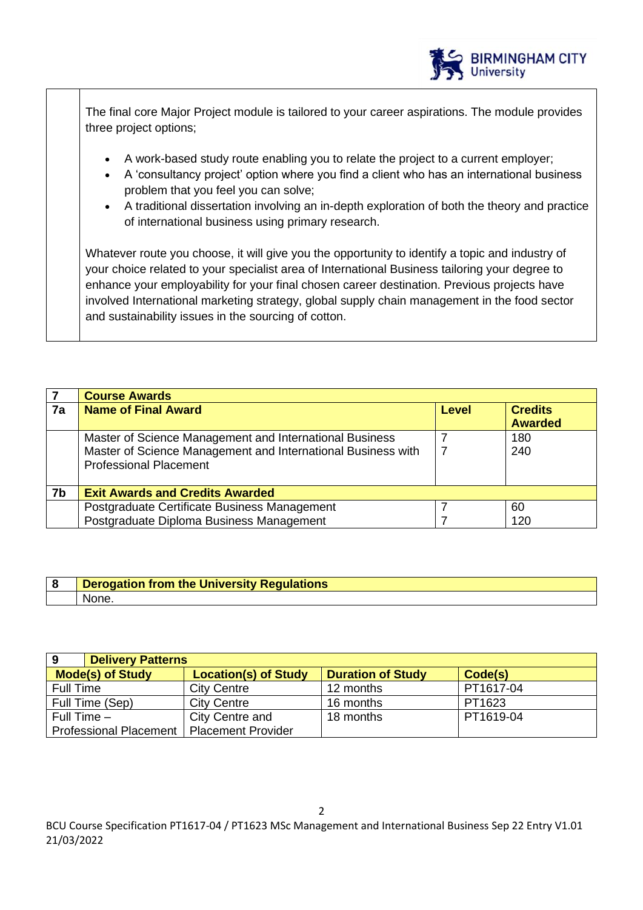The final core Major Project module is tailored to your career aspirations. The module provides three project options;

- A work-based study route enabling you to relate the project to a current employer;
- A 'consultancy project' option where you find a client who has an international business problem that you feel you can solve;
- A traditional dissertation involving an in-depth exploration of both the theory and practice of international business using primary research.

Whatever route you choose, it will give you the opportunity to identify a topic and industry of your choice related to your specialist area of International Business tailoring your degree to enhance your employability for your final chosen career destination. Previous projects have involved International marketing strategy, global supply chain management in the food sector and sustainability issues in the sourcing of cotton.

| 7 | Course Awards | | |
|---|---|---|---|
| **7a** | **Name of Final Award** | **Level** | **Credits Awarded** |
| | Master of Science Management and International Business<br>Master of Science Management and International Business with Professional Placement | 7<br>7 | 180<br>240 |
| **7b** | **Exit Awards and Credits Awarded** | | |
| | Postgraduate Certificate Business Management<br>Postgraduate Diploma Business Management | 7<br>7 | 60<br>120 |

| 8 | Derogation from the University Regulations |
|---|---|
| | None. |

| 9 Delivery Patterns | | | |
|---|---|---|---|
| **Mode(s) of Study** | **Location(s) of Study** | **Duration of Study** | **Code(s)** |
| Full Time | City Centre | 12 months | PT1617-04 |
| Full Time (Sep) | City Centre | 16 months | PT1623 |
| Full Time – Professional Placement | City Centre and Placement Provider | 18 months | PT1619-04 |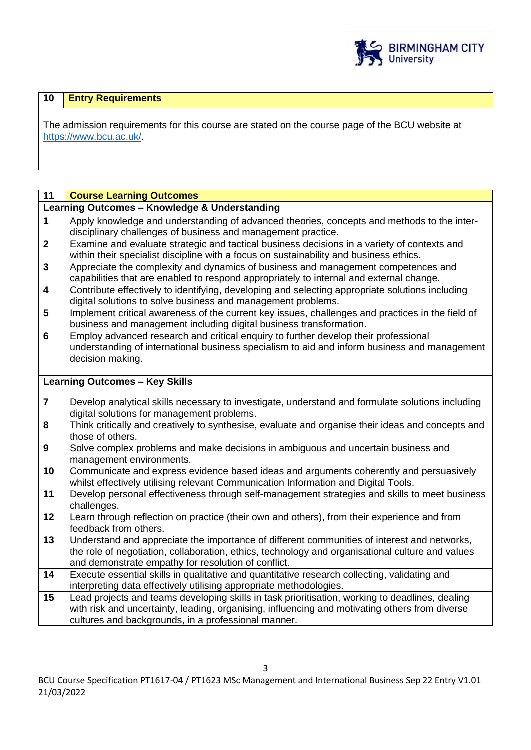| 10 | Entry Requirements |
|---|---|

The admission requirements for this course are stated on the course page of the BCU website at https://www.bcu.ac.uk/.

| 11 | Course Learning Outcomes |
|---|---|
| **Learning Outcomes – Knowledge & Understanding** | |
| **1** | Apply knowledge and understanding of advanced theories, concepts and methods to the inter-disciplinary challenges of business and management practice. |
| **2** | Examine and evaluate strategic and tactical business decisions in a variety of contexts and within their specialist discipline with a focus on sustainability and business ethics. |
| **3** | Appreciate the complexity and dynamics of business and management competences and capabilities that are enabled to respond appropriately to internal and external change. |
| **4** | Contribute effectively to identifying, developing and selecting appropriate solutions including digital solutions to solve business and management problems. |
| **5** | Implement critical awareness of the current key issues, challenges and practices in the field of business and management including digital business transformation. |
| **6** | Employ advanced research and critical enquiry to further develop their professional understanding of international business specialism to aid and inform business and management decision making. |
| **Learning Outcomes – Key Skills** | |
| **7** | Develop analytical skills necessary to investigate, understand and formulate solutions including digital solutions for management problems. |
| **8** | Think critically and creatively to synthesise, evaluate and organise their ideas and concepts and those of others. |
| **9** | Solve complex problems and make decisions in ambiguous and uncertain business and management environments. |
| **10** | Communicate and express evidence based ideas and arguments coherently and persuasively whilst effectively utilising relevant Communication Information and Digital Tools. |
| **11** | Develop personal effectiveness through self-management strategies and skills to meet business challenges. |
| **12** | Learn through reflection on practice (their own and others), from their experience and from feedback from others. |
| **13** | Understand and appreciate the importance of different communities of interest and networks, the role of negotiation, collaboration, ethics, technology and organisational culture and values and demonstrate empathy for resolution of conflict. |
| **14** | Execute essential skills in qualitative and quantitative research collecting, validating and interpreting data effectively utilising appropriate methodologies. |
| **15** | Lead projects and teams developing skills in task prioritisation, working to deadlines, dealing with risk and uncertainty, leading, organising, influencing and motivating others from diverse cultures and backgrounds, in a professional manner. |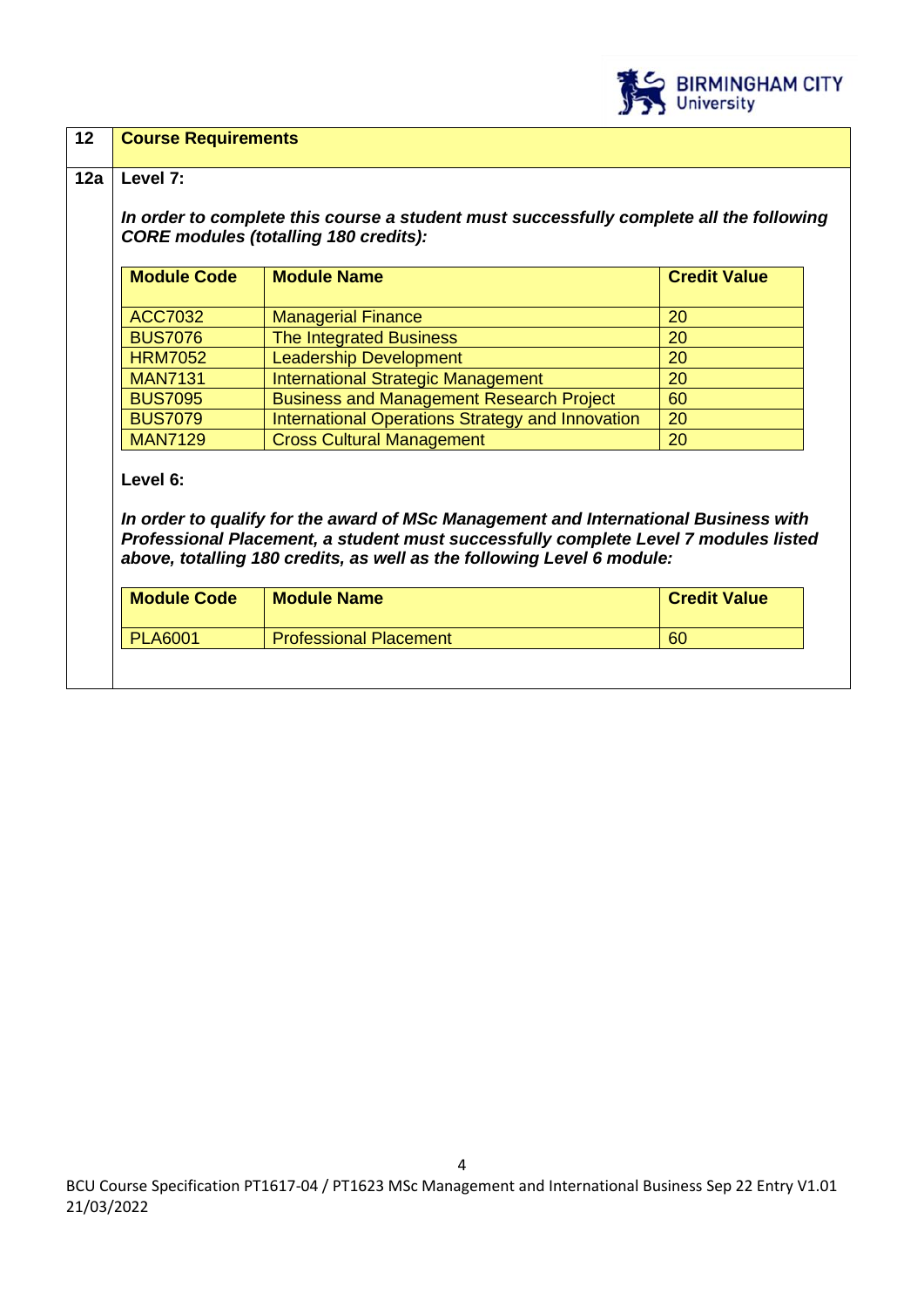## 12 Course Requirements

### 12a Level 7:

***In order to complete this course a student must successfully complete all the following CORE modules (totalling 180 credits):***

| Module Code | Module Name | Credit Value |
|---|---|---|
| ACC7032 | Managerial Finance | 20 |
| BUS7076 | The Integrated Business | 20 |
| HRM7052 | Leadership Development | 20 |
| MAN7131 | International Strategic Management | 20 |
| BUS7095 | Business and Management Research Project | 60 |
| BUS7079 | International Operations Strategy and Innovation | 20 |
| MAN7129 | Cross Cultural Management | 20 |

**Level 6:**

***In order to qualify for the award of MSc Management and International Business with Professional Placement, a student must successfully complete Level 7 modules listed above, totalling 180 credits, as well as the following Level 6 module:***

| Module Code | Module Name | Credit Value |
|---|---|---|
| PLA6001 | Professional Placement | 60 |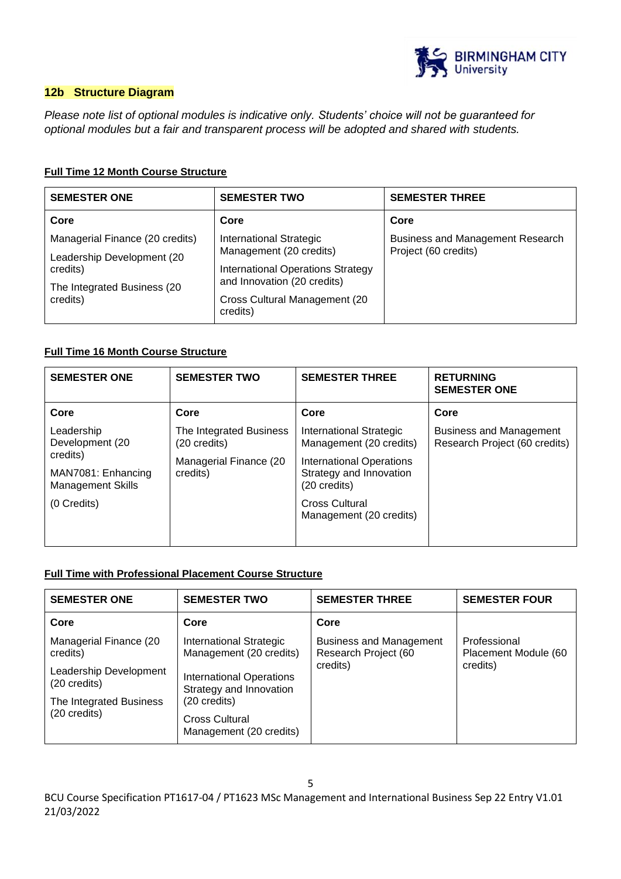## 12b Structure Diagram

*Please note list of optional modules is indicative only. Students' choice will not be guaranteed for optional modules but a fair and transparent process will be adopted and shared with students.*

**Full Time 12 Month Course Structure**

| SEMESTER ONE | SEMESTER TWO | SEMESTER THREE |
|---|---|---|
| **Core** | **Core** | **Core** |
| Managerial Finance (20 credits)<br>Leadership Development (20 credits)<br>The Integrated Business (20 credits) | International Strategic Management (20 credits)<br>International Operations Strategy and Innovation (20 credits)<br>Cross Cultural Management (20 credits) | Business and Management Research Project (60 credits) |

**Full Time 16 Month Course Structure**

| SEMESTER ONE | SEMESTER TWO | SEMESTER THREE | RETURNING SEMESTER ONE |
|---|---|---|---|
| **Core** | **Core** | **Core** | **Core** |
| Leadership Development (20 credits)<br>MAN7081: Enhancing Management Skills<br>(0 Credits) | The Integrated Business (20 credits)<br>Managerial Finance (20 credits) | International Strategic Management (20 credits)<br>International Operations Strategy and Innovation (20 credits)<br>Cross Cultural Management (20 credits) | Business and Management Research Project (60 credits) |

**Full Time with Professional Placement Course Structure**

| SEMESTER ONE | SEMESTER TWO | SEMESTER THREE | SEMESTER FOUR |
|---|---|---|---|
| **Core** | **Core** | **Core** | |
| Managerial Finance (20 credits)<br>Leadership Development (20 credits)<br>The Integrated Business (20 credits) | International Strategic Management (20 credits)<br>International Operations Strategy and Innovation (20 credits)<br>Cross Cultural Management (20 credits) | Business and Management Research Project (60 credits) | Professional Placement Module (60 credits) |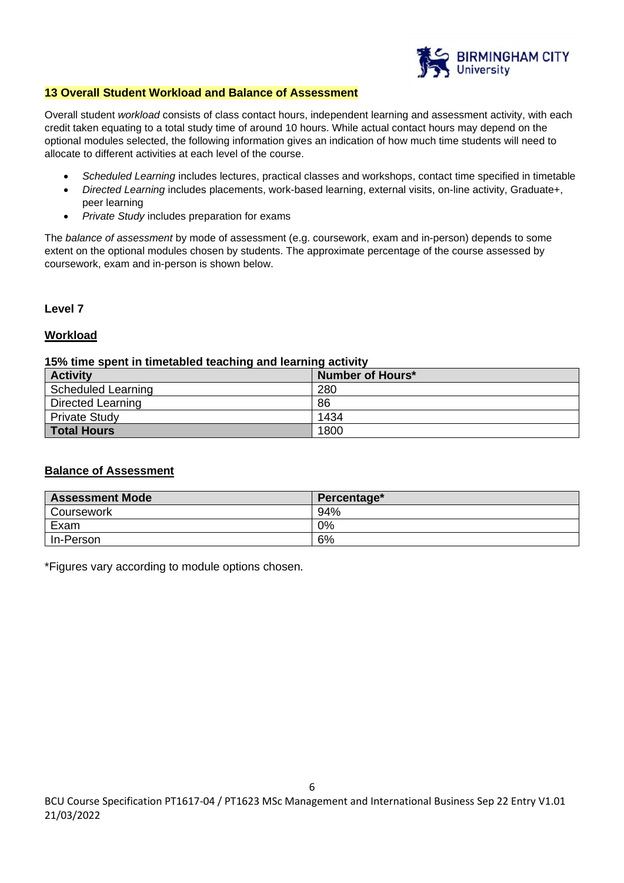## 13 Overall Student Workload and Balance of Assessment

Overall student *workload* consists of class contact hours, independent learning and assessment activity, with each credit taken equating to a total study time of around 10 hours. While actual contact hours may depend on the optional modules selected, the following information gives an indication of how much time students will need to allocate to different activities at each level of the course.

- *Scheduled Learning* includes lectures, practical classes and workshops, contact time specified in timetable
- *Directed Learning* includes placements, work-based learning, external visits, on-line activity, Graduate+, peer learning
- *Private Study* includes preparation for exams

The *balance of assessment* by mode of assessment (e.g. coursework, exam and in-person) depends to some extent on the optional modules chosen by students. The approximate percentage of the course assessed by coursework, exam and in-person is shown below.

### Level 7

#### Workload

**15% time spent in timetabled teaching and learning activity**

| Activity | Number of Hours* |
|---|---|
| Scheduled Learning | 280 |
| Directed Learning | 86 |
| Private Study | 1434 |
| **Total Hours** | 1800 |

#### Balance of Assessment

| Assessment Mode | Percentage* |
|---|---|
| Coursework | 94% |
| Exam | 0% |
| In-Person | 6% |

*Figures vary according to module options chosen.